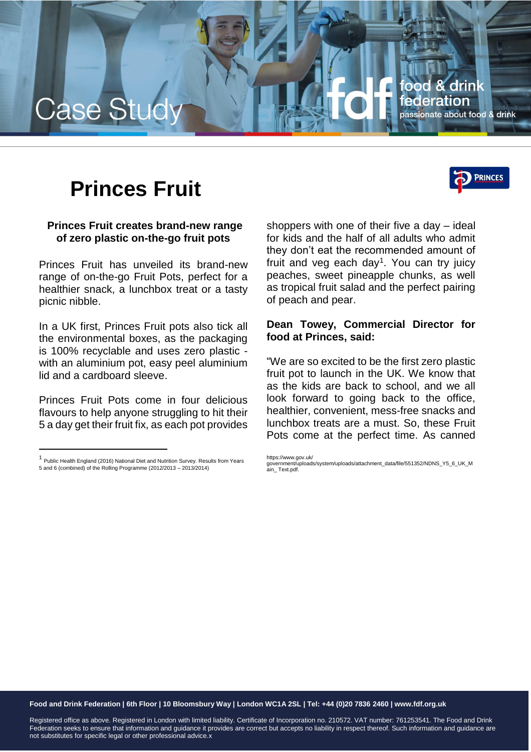Case Study

# Princes Fruit

### Princes Fruit creates brand-new range of zero plastic on-the-go fruit pots

Princes Fruit has unveiled its brand-new range of on-the-go Fruit Pots, perfect for a healthier snack, a lunchbox treat or a tasty picnic nibble.

In a UK first, Princes Fruit pots also tick all the environmental boxes, as the packaging is 100% recyclable and uses zero plastic - with an aluminium pot, easy peel aluminium lid and a cardboard sleeve.

Princes Fruit Pots come in four delicious flavours to help anyone struggling to hit their 5 a day get their fruit fix, as each pot provides shoppers with one of their five a day – ideal for kids and the half of all adults who admit they don't eat the recommended amount of fruit and veg each day[1]. You can try juicy peaches, sweet pineapple chunks, as well as tropical fruit salad and the perfect pairing of peach and pear.

**Dean Towey, Commercial Director for food at Princes, said:**

"We are so excited to be the first zero plastic fruit pot to launch in the UK. We know that as the kids are back to school, and we all look forward to going back to the office, healthier, convenient, mess-free snacks and lunchbox treats are a must. So, these Fruit Pots come at the perfect time. As canned

---

[1] Public Health England (2016) National Diet and Nutrition Survey. Results from Years 5 and 6 (combined) of the Rolling Programme (2012/2013 – 2013/2014) https://www.gov.uk/government/uploads/system/uploads/attachment_data/file/551352/NDNS_Y5_6_UK_Main_Text.pdf.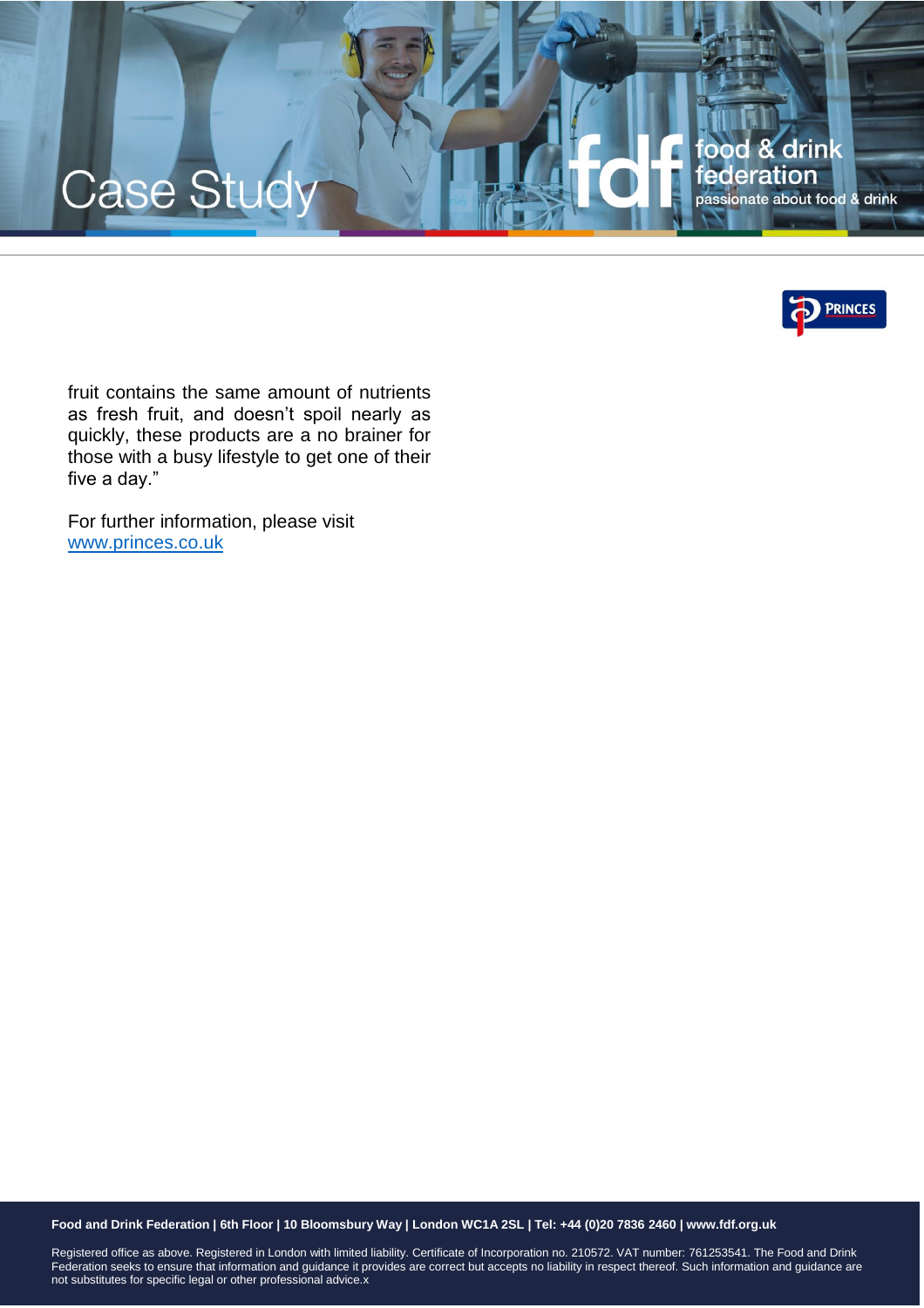fruit contains the same amount of nutrients as fresh fruit, and doesn't spoil nearly as quickly, these products are a no brainer for those with a busy lifestyle to get one of their five a day."

For further information, please visit [www.princes.co.uk](http://www.princes.co.uk)